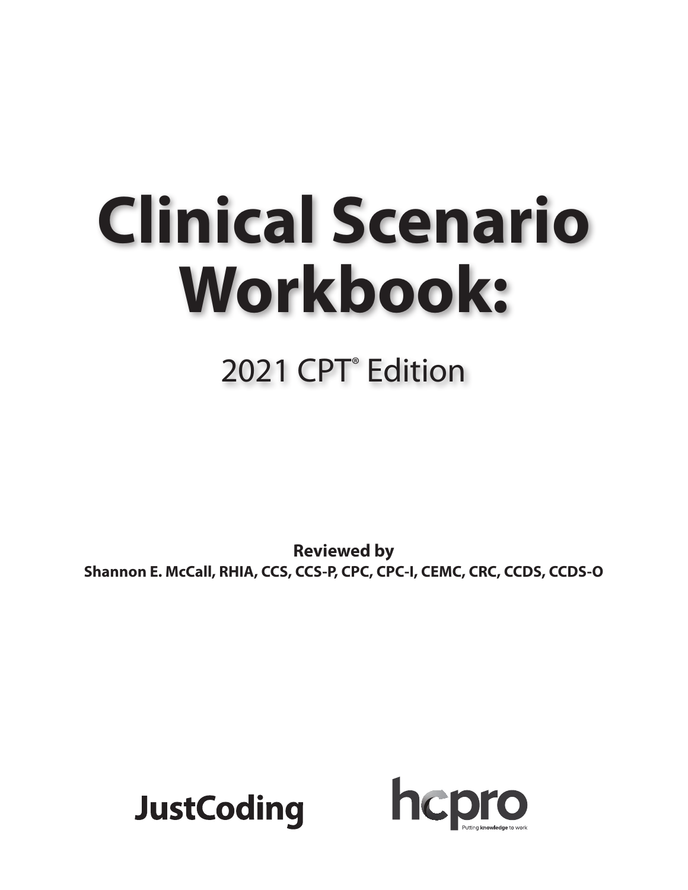# Clinical Scenario Workbook:

## 2021 CPT® Edition

**Reviewed by**
**Shannon E. McCall, RHIA, CCS, CCS-P, CPC, CPC-I, CEMC, CRC, CCDS, CCDS-O**

JustCoding

hcpro
Putting knowledge to work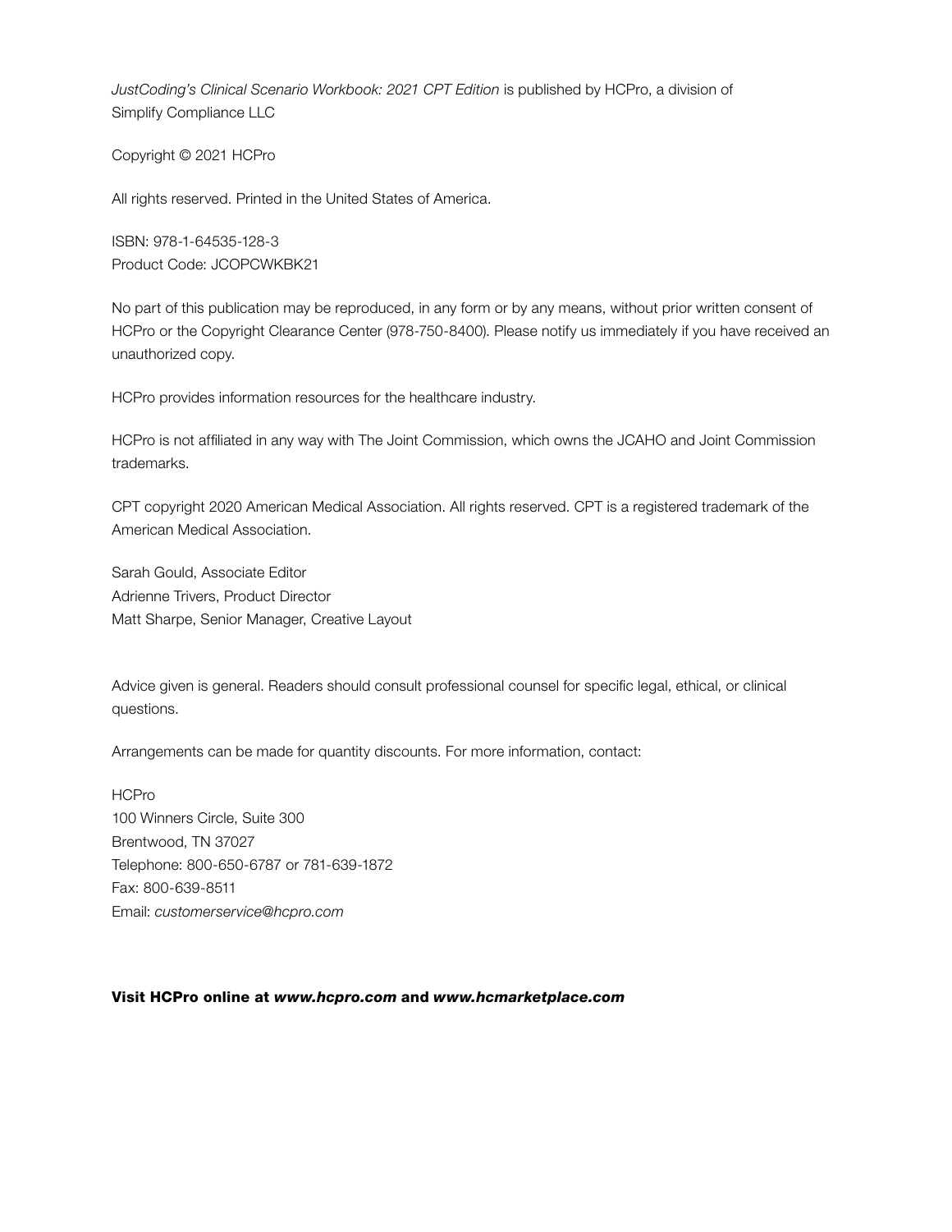*JustCoding's Clinical Scenario Workbook: 2021 CPT Edition* is published by HCPro, a division of Simplify Compliance LLC

Copyright © 2021 HCPro

All rights reserved. Printed in the United States of America.

ISBN: 978-1-64535-128-3
Product Code: JCOPCWKBK21

No part of this publication may be reproduced, in any form or by any means, without prior written consent of HCPro or the Copyright Clearance Center (978-750-8400). Please notify us immediately if you have received an unauthorized copy.

HCPro provides information resources for the healthcare industry.

HCPro is not affiliated in any way with The Joint Commission, which owns the JCAHO and Joint Commission trademarks.

CPT copyright 2020 American Medical Association. All rights reserved. CPT is a registered trademark of the American Medical Association.

Sarah Gould, Associate Editor
Adrienne Trivers, Product Director
Matt Sharpe, Senior Manager, Creative Layout

Advice given is general. Readers should consult professional counsel for specific legal, ethical, or clinical questions.

Arrangements can be made for quantity discounts. For more information, contact:

HCPro
100 Winners Circle, Suite 300
Brentwood, TN 37027
Telephone: 800-650-6787 or 781-639-1872
Fax: 800-639-8511
Email: *customerservice@hcpro.com*

**Visit HCPro online at *www.hcpro.com* and *www.hcmarketplace.com***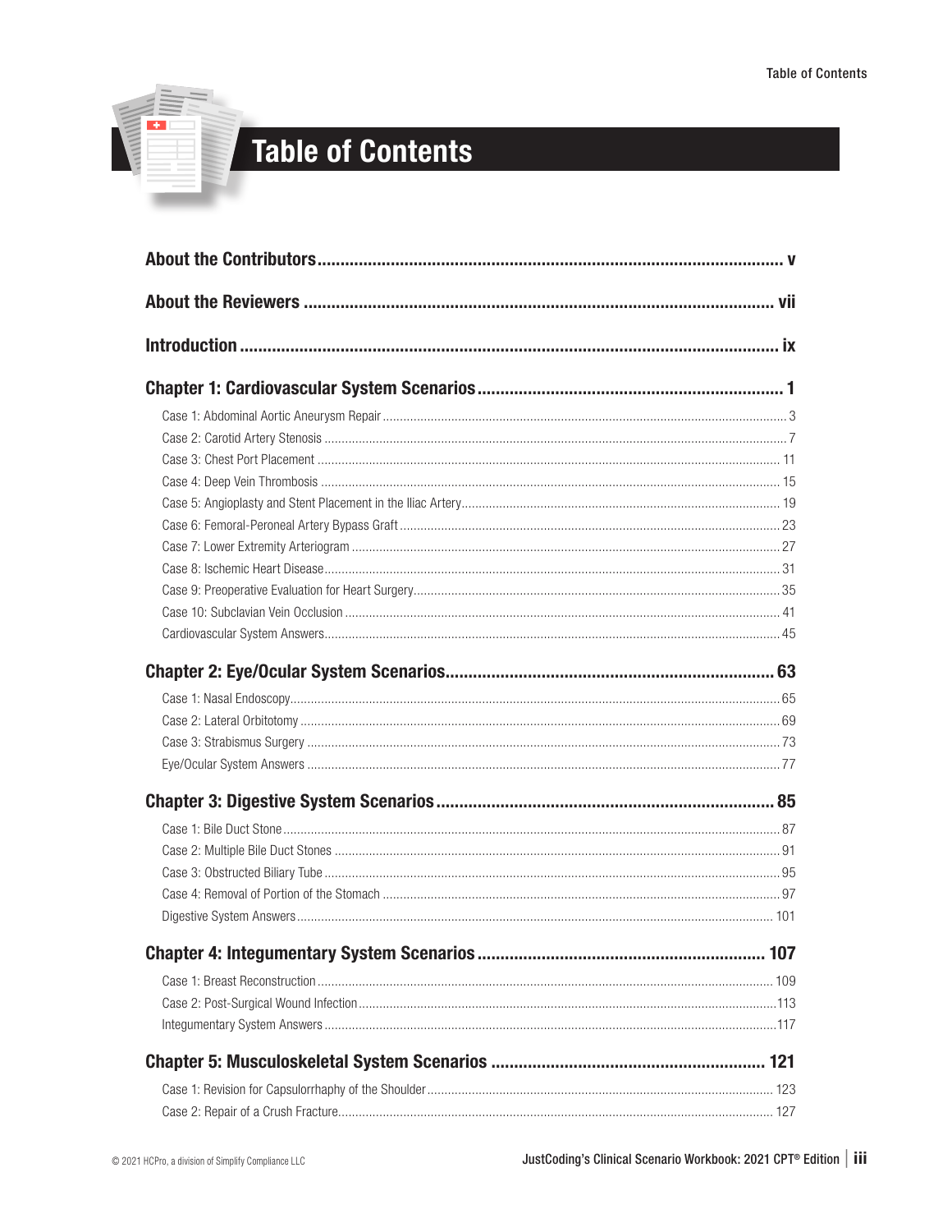# Table of Contents

**About the Contributors** ..... v

**About the Reviewers** ..... vii

**Introduction** ..... ix

**Chapter 1: Cardiovascular System Scenarios** ..... 1

- Case 1: Abdominal Aortic Aneurysm Repair ..... 3
- Case 2: Carotid Artery Stenosis ..... 7
- Case 3: Chest Port Placement ..... 11
- Case 4: Deep Vein Thrombosis ..... 15
- Case 5: Angioplasty and Stent Placement in the Iliac Artery ..... 19
- Case 6: Femoral-Peroneal Artery Bypass Graft ..... 23
- Case 7: Lower Extremity Arteriogram ..... 27
- Case 8: Ischemic Heart Disease ..... 31
- Case 9: Preoperative Evaluation for Heart Surgery ..... 35
- Case 10: Subclavian Vein Occlusion ..... 41
- Cardiovascular System Answers ..... 45

**Chapter 2: Eye/Ocular System Scenarios** ..... 63

- Case 1: Nasal Endoscopy ..... 65
- Case 2: Lateral Orbitotomy ..... 69
- Case 3: Strabismus Surgery ..... 73
- Eye/Ocular System Answers ..... 77

**Chapter 3: Digestive System Scenarios** ..... 85

- Case 1: Bile Duct Stone ..... 87
- Case 2: Multiple Bile Duct Stones ..... 91
- Case 3: Obstructed Biliary Tube ..... 95
- Case 4: Removal of Portion of the Stomach ..... 97
- Digestive System Answers ..... 101

**Chapter 4: Integumentary System Scenarios** ..... 107

- Case 1: Breast Reconstruction ..... 109
- Case 2: Post-Surgical Wound Infection ..... 113
- Integumentary System Answers ..... 117

**Chapter 5: Musculoskeletal System Scenarios** ..... 121

- Case 1: Revision for Capsulorrhaphy of the Shoulder ..... 123
- Case 2: Repair of a Crush Fracture ..... 127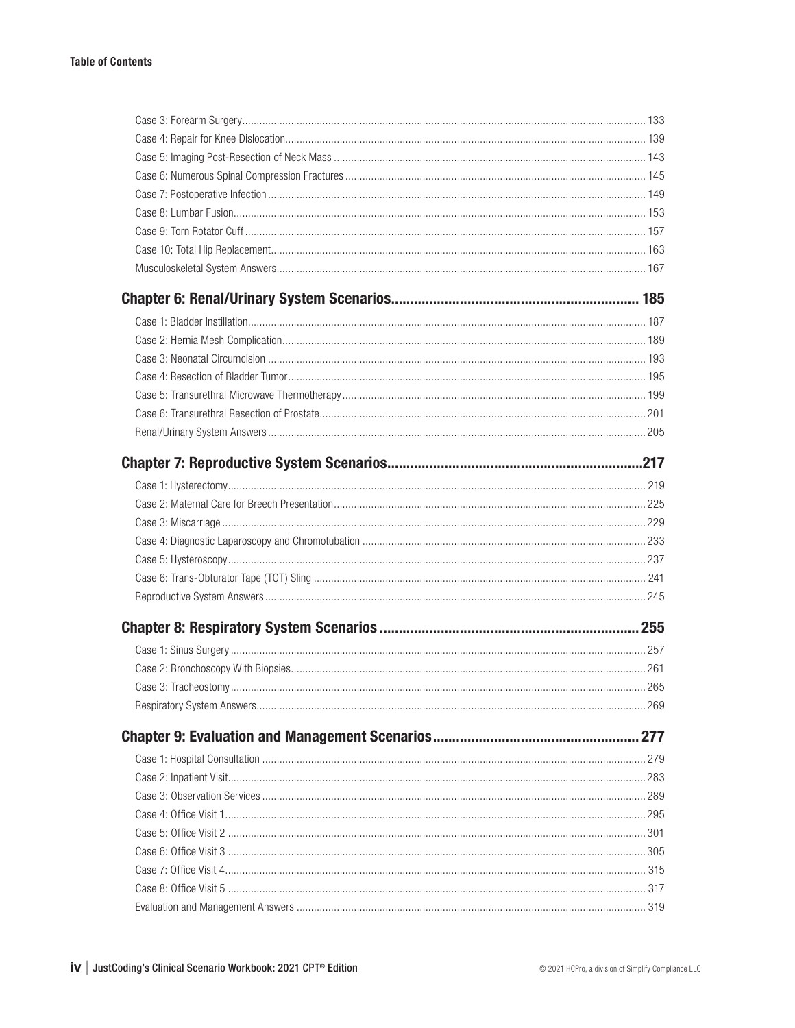Case 3: Forearm Surgery ........................................................................ 133
Case 4: Repair for Knee Dislocation ........................................................................ 139
Case 5: Imaging Post-Resection of Neck Mass ........................................................................ 143
Case 6: Numerous Spinal Compression Fractures ........................................................................ 145
Case 7: Postoperative Infection ........................................................................ 149
Case 8: Lumbar Fusion ........................................................................ 153
Case 9: Torn Rotator Cuff ........................................................................ 157
Case 10: Total Hip Replacement ........................................................................ 163
Musculoskeletal System Answers ........................................................................ 167

## Chapter 6: Renal/Urinary System Scenarios ........................................................................ 185

Case 1: Bladder Instillation ........................................................................ 187
Case 2: Hernia Mesh Complication ........................................................................ 189
Case 3: Neonatal Circumcision ........................................................................ 193
Case 4: Resection of Bladder Tumor ........................................................................ 195
Case 5: Transurethral Microwave Thermotherapy ........................................................................ 199
Case 6: Transurethral Resection of Prostate ........................................................................ 201
Renal/Urinary System Answers ........................................................................ 205

## Chapter 7: Reproductive System Scenarios ........................................................................ 217

Case 1: Hysterectomy ........................................................................ 219
Case 2: Maternal Care for Breech Presentation ........................................................................ 225
Case 3: Miscarriage ........................................................................ 229
Case 4: Diagnostic Laparoscopy and Chromotubation ........................................................................ 233
Case 5: Hysteroscopy ........................................................................ 237
Case 6: Trans-Obturator Tape (TOT) Sling ........................................................................ 241
Reproductive System Answers ........................................................................ 245

## Chapter 8: Respiratory System Scenarios ........................................................................ 255

Case 1: Sinus Surgery ........................................................................ 257
Case 2: Bronchoscopy With Biopsies ........................................................................ 261
Case 3: Tracheostomy ........................................................................ 265
Respiratory System Answers ........................................................................ 269

## Chapter 9: Evaluation and Management Scenarios ........................................................................ 277

Case 1: Hospital Consultation ........................................................................ 279
Case 2: Inpatient Visit ........................................................................ 283
Case 3: Observation Services ........................................................................ 289
Case 4: Office Visit 1 ........................................................................ 295
Case 5: Office Visit 2 ........................................................................ 301
Case 6: Office Visit 3 ........................................................................ 305
Case 7: Office Visit 4 ........................................................................ 315
Case 8: Office Visit 5 ........................................................................ 317
Evaluation and Management Answers ........................................................................ 319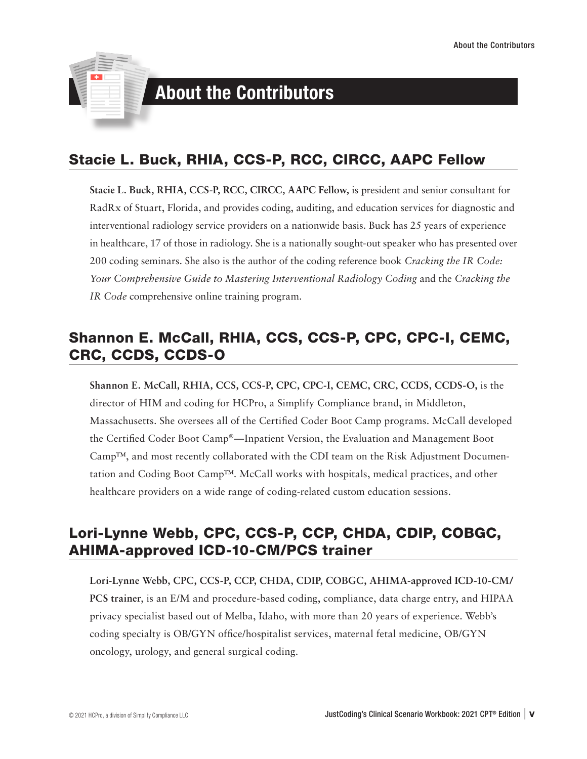# About the Contributors

## Stacie L. Buck, RHIA, CCS-P, RCC, CIRCC, AAPC Fellow

**Stacie L. Buck, RHIA, CCS-P, RCC, CIRCC, AAPC Fellow,** is president and senior consultant for RadRx of Stuart, Florida, and provides coding, auditing, and education services for diagnostic and interventional radiology service providers on a nationwide basis. Buck has 25 years of experience in healthcare, 17 of those in radiology. She is a nationally sought-out speaker who has presented over 200 coding seminars. She also is the author of the coding reference book *Cracking the IR Code: Your Comprehensive Guide to Mastering Interventional Radiology Coding* and the *Cracking the IR Code* comprehensive online training program.

## Shannon E. McCall, RHIA, CCS, CCS-P, CPC, CPC-I, CEMC, CRC, CCDS, CCDS-O

**Shannon E. McCall, RHIA, CCS, CCS-P, CPC, CPC-I, CEMC, CRC, CCDS, CCDS-O,** is the director of HIM and coding for HCPro, a Simplify Compliance brand, in Middleton, Massachusetts. She oversees all of the Certified Coder Boot Camp programs. McCall developed the Certified Coder Boot Camp®—Inpatient Version, the Evaluation and Management Boot Camp™, and most recently collaborated with the CDI team on the Risk Adjustment Documentation and Coding Boot Camp™. McCall works with hospitals, medical practices, and other healthcare providers on a wide range of coding-related custom education sessions.

## Lori-Lynne Webb, CPC, CCS-P, CCP, CHDA, CDIP, COBGC, AHIMA-approved ICD-10-CM/PCS trainer

**Lori-Lynne Webb, CPC, CCS-P, CCP, CHDA, CDIP, COBGC, AHIMA-approved ICD-10-CM/PCS trainer**, is an E/M and procedure-based coding, compliance, data charge entry, and HIPAA privacy specialist based out of Melba, Idaho, with more than 20 years of experience. Webb's coding specialty is OB/GYN office/hospitalist services, maternal fetal medicine, OB/GYN oncology, urology, and general surgical coding.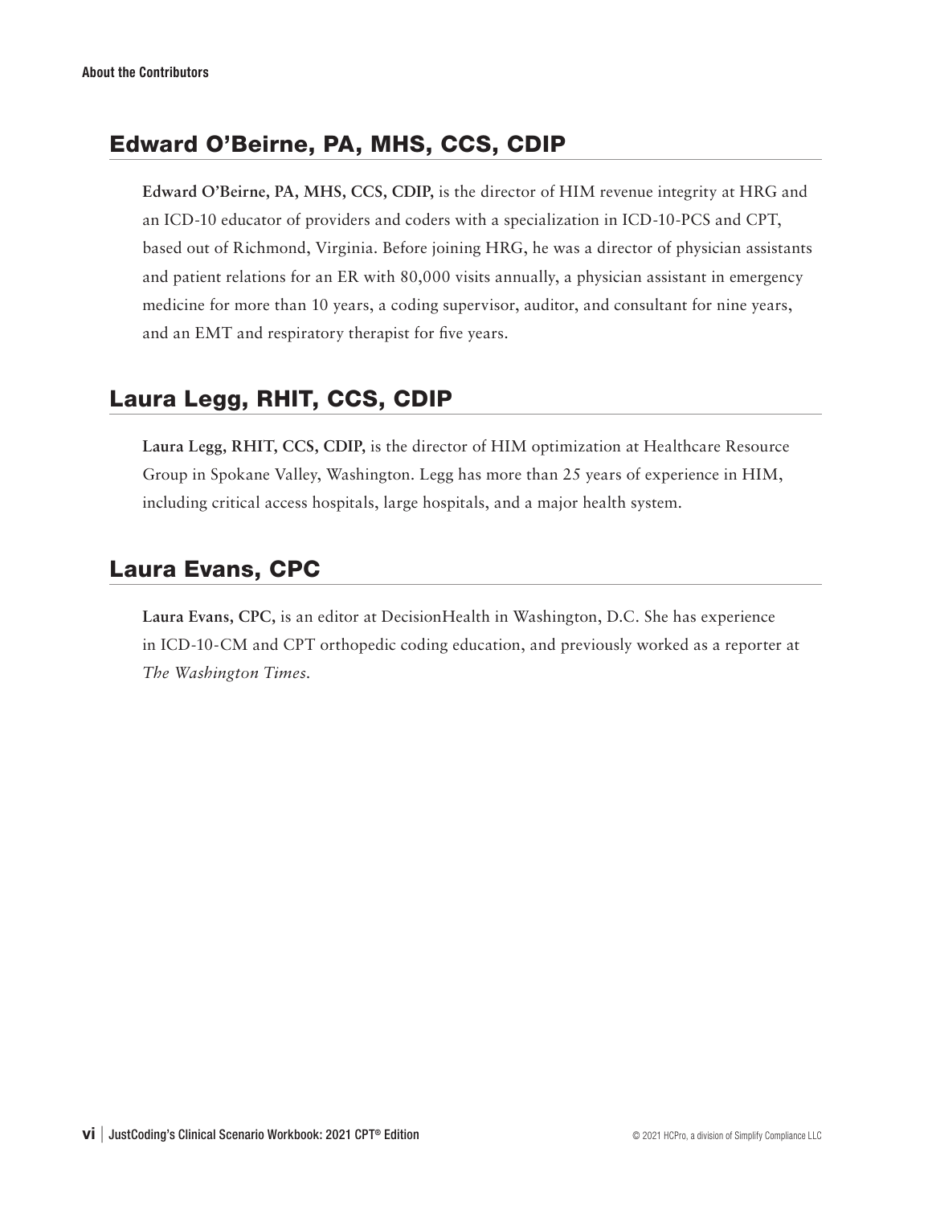## Edward O'Beirne, PA, MHS, CCS, CDIP

**Edward O'Beirne, PA, MHS, CCS, CDIP,** is the director of HIM revenue integrity at HRG and an ICD-10 educator of providers and coders with a specialization in ICD-10-PCS and CPT, based out of Richmond, Virginia. Before joining HRG, he was a director of physician assistants and patient relations for an ER with 80,000 visits annually, a physician assistant in emergency medicine for more than 10 years, a coding supervisor, auditor, and consultant for nine years, and an EMT and respiratory therapist for five years.

## Laura Legg, RHIT, CCS, CDIP

**Laura Legg, RHIT, CCS, CDIP,** is the director of HIM optimization at Healthcare Resource Group in Spokane Valley, Washington. Legg has more than 25 years of experience in HIM, including critical access hospitals, large hospitals, and a major health system.

## Laura Evans, CPC

**Laura Evans, CPC,** is an editor at DecisionHealth in Washington, D.C. She has experience in ICD-10-CM and CPT orthopedic coding education, and previously worked as a reporter at *The Washington Times.*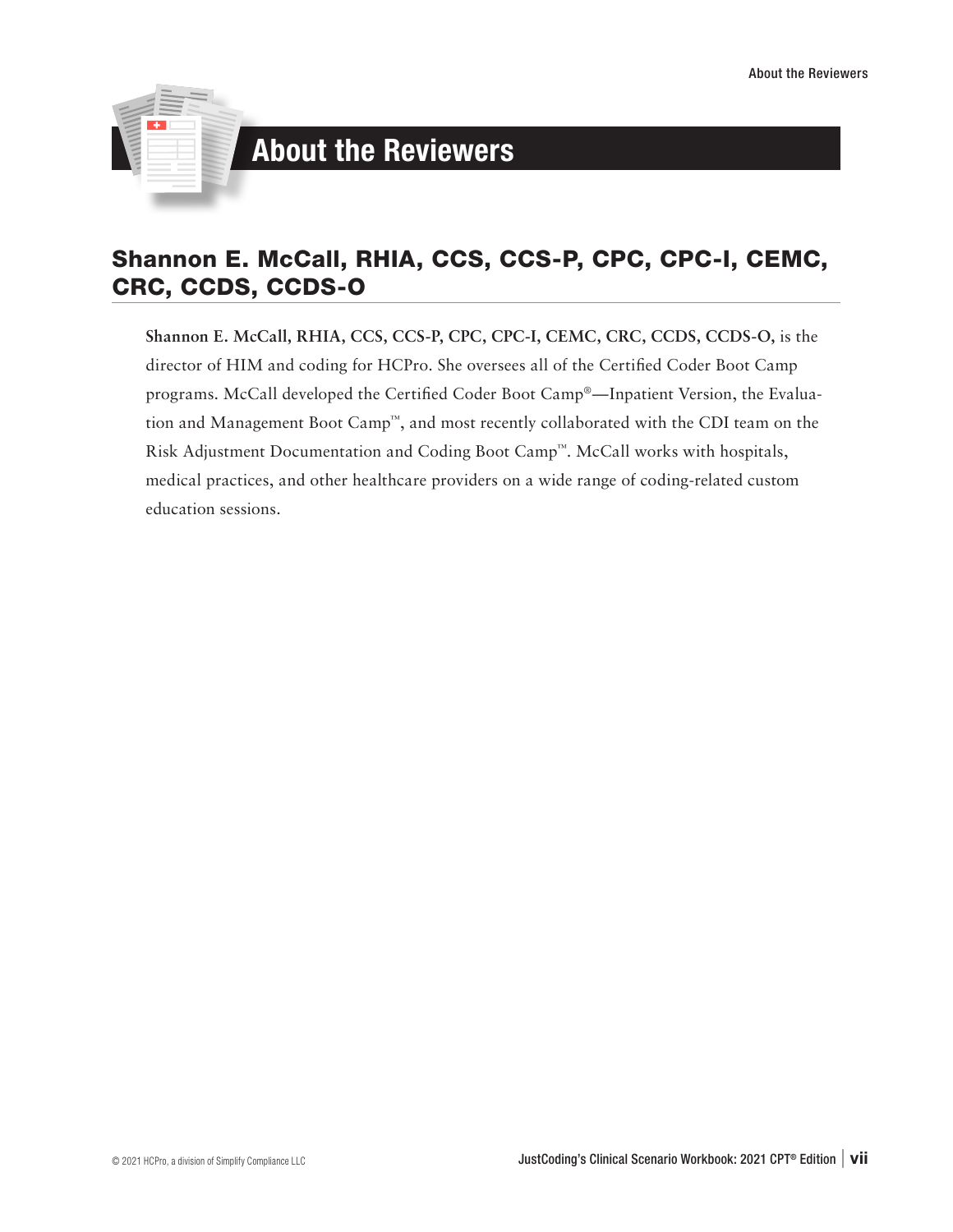# About the Reviewers

## Shannon E. McCall, RHIA, CCS, CCS-P, CPC, CPC-I, CEMC, CRC, CCDS, CCDS-O

**Shannon E. McCall, RHIA, CCS, CCS-P, CPC, CPC-I, CEMC, CRC, CCDS, CCDS-O,** is the director of HIM and coding for HCPro. She oversees all of the Certified Coder Boot Camp programs. McCall developed the Certified Coder Boot Camp®—Inpatient Version, the Evaluation and Management Boot Camp™, and most recently collaborated with the CDI team on the Risk Adjustment Documentation and Coding Boot Camp™. McCall works with hospitals, medical practices, and other healthcare providers on a wide range of coding-related custom education sessions.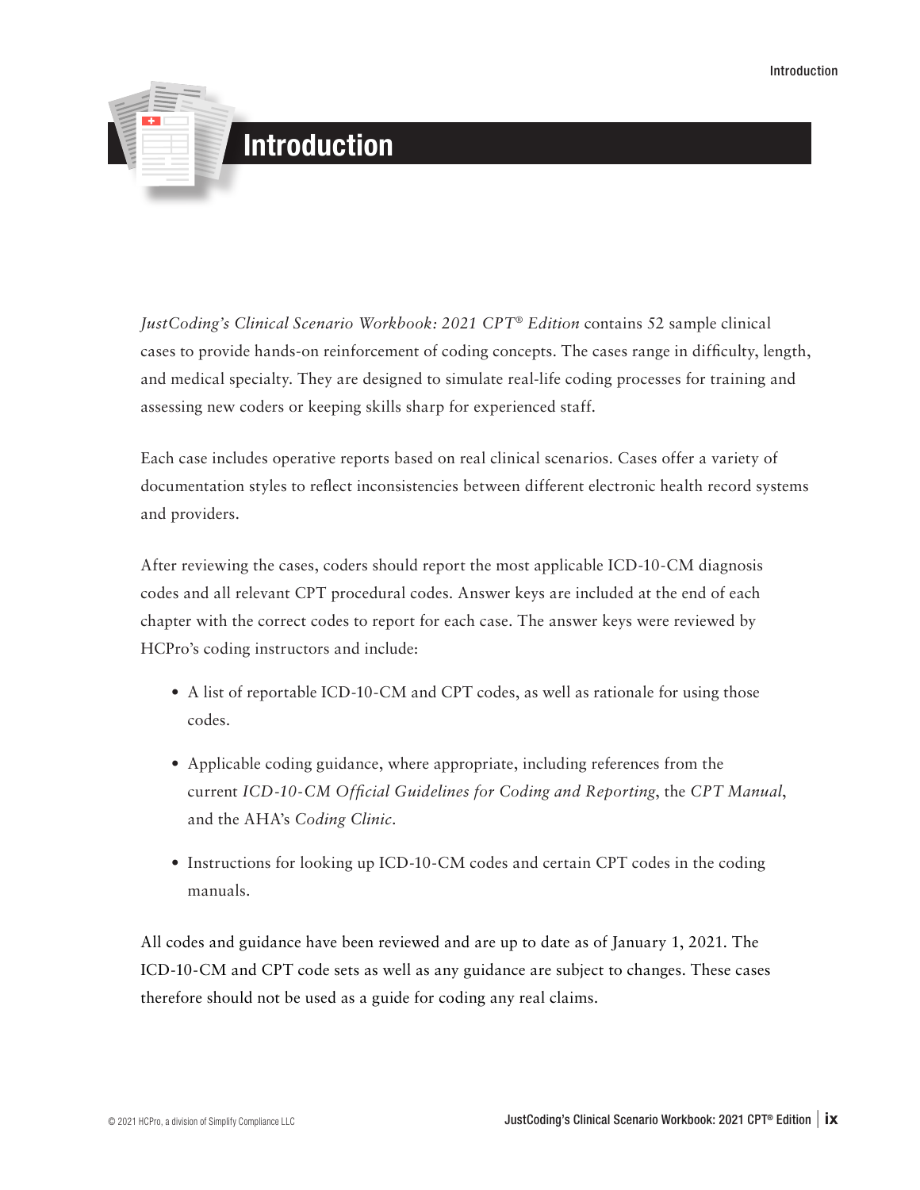# Introduction

*JustCoding's Clinical Scenario Workbook: 2021 CPT® Edition* contains 52 sample clinical cases to provide hands-on reinforcement of coding concepts. The cases range in difficulty, length, and medical specialty. They are designed to simulate real-life coding processes for training and assessing new coders or keeping skills sharp for experienced staff.

Each case includes operative reports based on real clinical scenarios. Cases offer a variety of documentation styles to reflect inconsistencies between different electronic health record systems and providers.

After reviewing the cases, coders should report the most applicable ICD-10-CM diagnosis codes and all relevant CPT procedural codes. Answer keys are included at the end of each chapter with the correct codes to report for each case. The answer keys were reviewed by HCPro's coding instructors and include:

- A list of reportable ICD-10-CM and CPT codes, as well as rationale for using those codes.
- Applicable coding guidance, where appropriate, including references from the current *ICD-10-CM Official Guidelines for Coding and Reporting*, the *CPT Manual*, and the AHA's *Coding Clinic*.
- Instructions for looking up ICD-10-CM codes and certain CPT codes in the coding manuals.

All codes and guidance have been reviewed and are up to date as of January 1, 2021. The ICD-10-CM and CPT code sets as well as any guidance are subject to changes. These cases therefore should not be used as a guide for coding any real claims.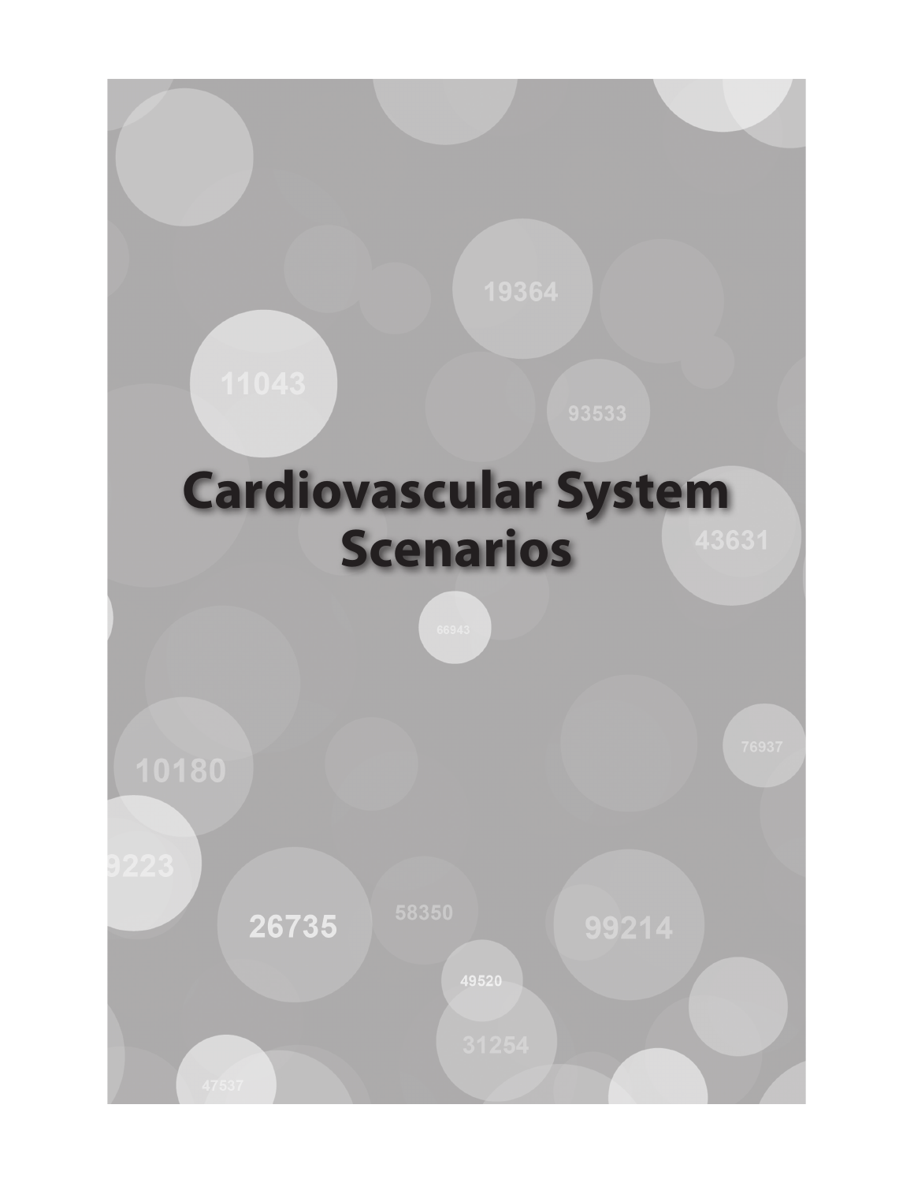# Cardiovascular System Scenarios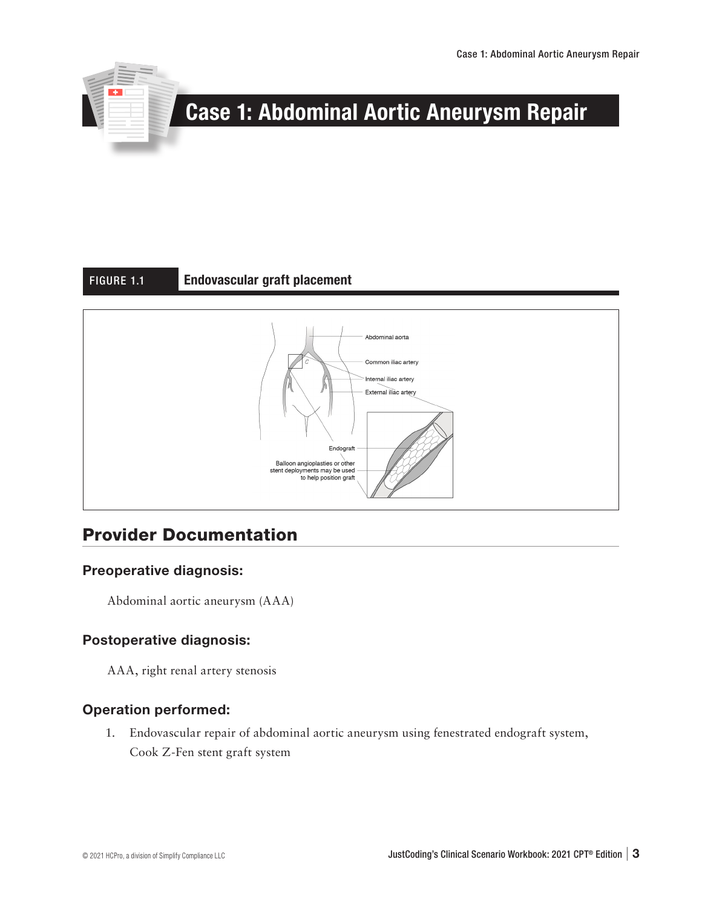# Case 1: Abdominal Aortic Aneurysm Repair

**FIGURE 1.1** **Endovascular graft placement**

## Provider Documentation

### Preoperative diagnosis:

Abdominal aortic aneurysm (AAA)

### Postoperative diagnosis:

AAA, right renal artery stenosis

### Operation performed:

1. Endovascular repair of abdominal aortic aneurysm using fenestrated endograft system, Cook Z-Fen stent graft system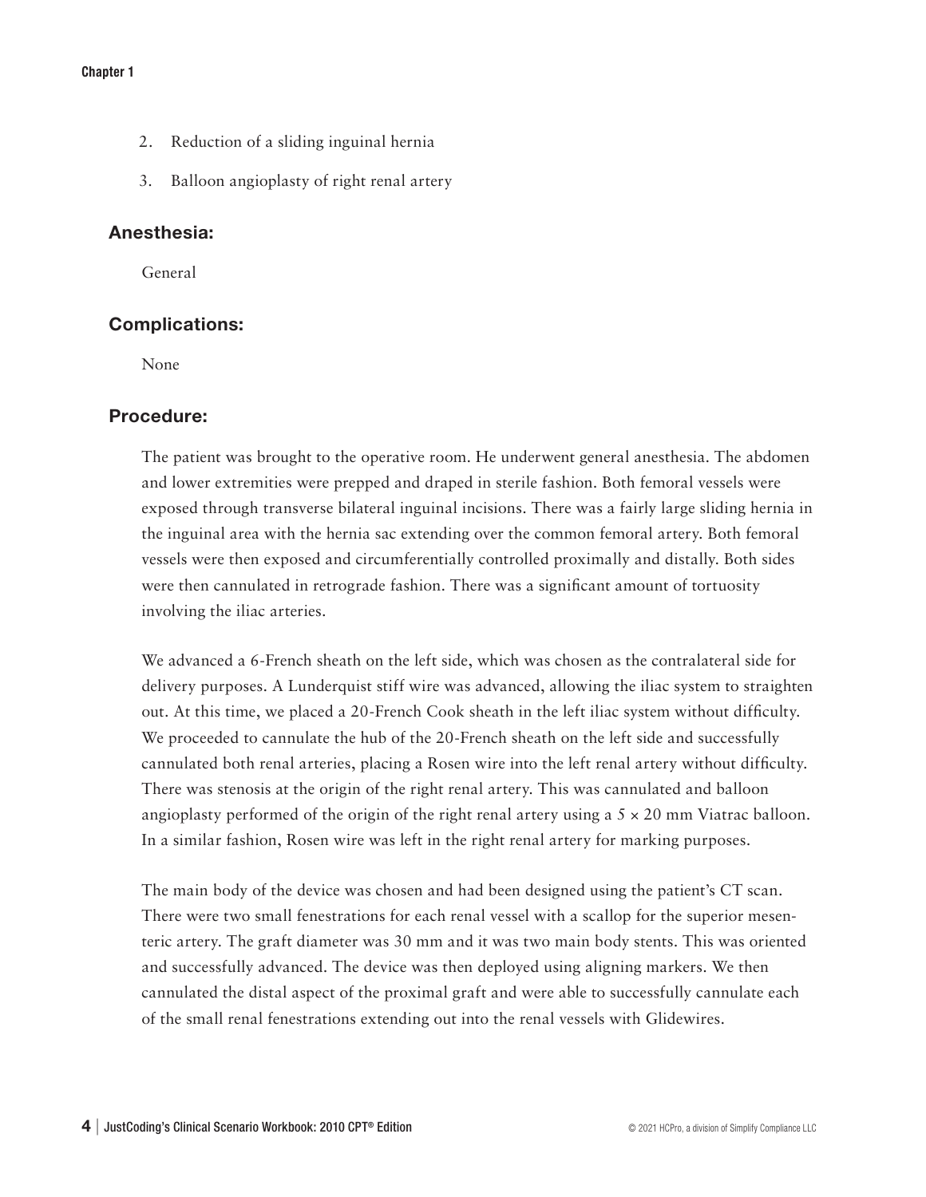2. Reduction of a sliding inguinal hernia
3. Balloon angioplasty of right renal artery

### Anesthesia:

General

### Complications:

None

### Procedure:

The patient was brought to the operative room. He underwent general anesthesia. The abdomen and lower extremities were prepped and draped in sterile fashion. Both femoral vessels were exposed through transverse bilateral inguinal incisions. There was a fairly large sliding hernia in the inguinal area with the hernia sac extending over the common femoral artery. Both femoral vessels were then exposed and circumferentially controlled proximally and distally. Both sides were then cannulated in retrograde fashion. There was a significant amount of tortuosity involving the iliac arteries.

We advanced a 6-French sheath on the left side, which was chosen as the contralateral side for delivery purposes. A Lunderquist stiff wire was advanced, allowing the iliac system to straighten out. At this time, we placed a 20-French Cook sheath in the left iliac system without difficulty. We proceeded to cannulate the hub of the 20-French sheath on the left side and successfully cannulated both renal arteries, placing a Rosen wire into the left renal artery without difficulty. There was stenosis at the origin of the right renal artery. This was cannulated and balloon angioplasty performed of the origin of the right renal artery using a 5 × 20 mm Viatrac balloon. In a similar fashion, Rosen wire was left in the right renal artery for marking purposes.

The main body of the device was chosen and had been designed using the patient's CT scan. There were two small fenestrations for each renal vessel with a scallop for the superior mesenteric artery. The graft diameter was 30 mm and it was two main body stents. This was oriented and successfully advanced. The device was then deployed using aligning markers. We then cannulated the distal aspect of the proximal graft and were able to successfully cannulate each of the small renal fenestrations extending out into the renal vessels with Glidewires.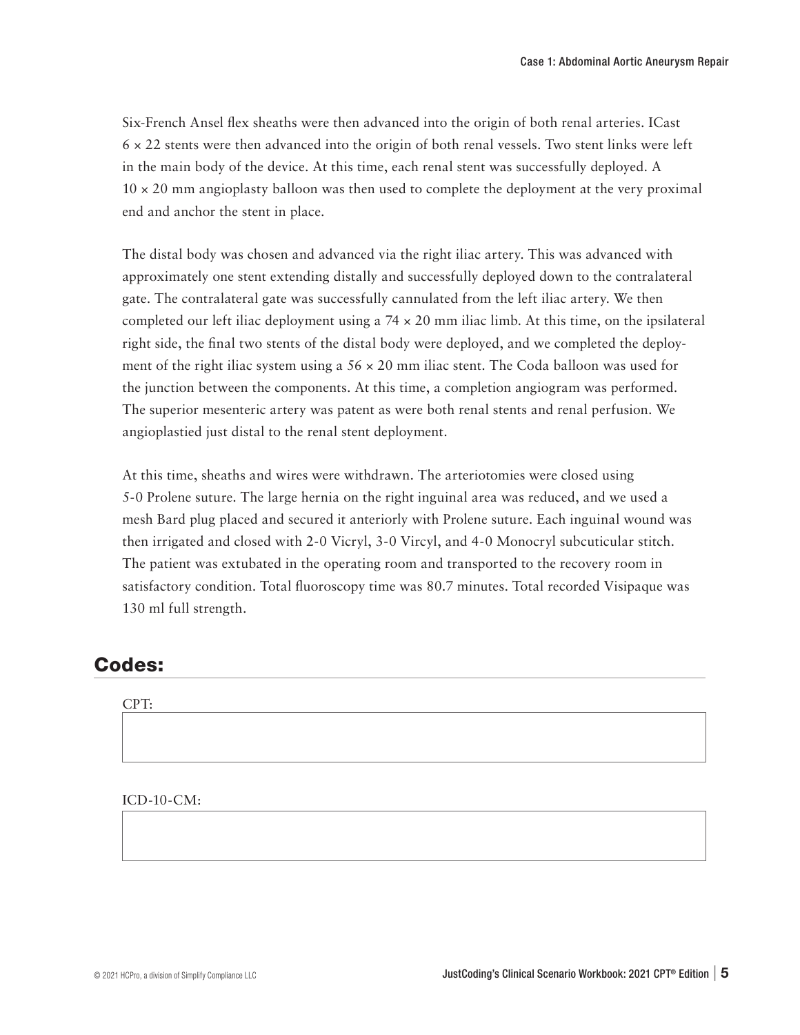Six-French Ansel flex sheaths were then advanced into the origin of both renal arteries. ICast 6 × 22 stents were then advanced into the origin of both renal vessels. Two stent links were left in the main body of the device. At this time, each renal stent was successfully deployed. A 10 × 20 mm angioplasty balloon was then used to complete the deployment at the very proximal end and anchor the stent in place.

The distal body was chosen and advanced via the right iliac artery. This was advanced with approximately one stent extending distally and successfully deployed down to the contralateral gate. The contralateral gate was successfully cannulated from the left iliac artery. We then completed our left iliac deployment using a 74 × 20 mm iliac limb. At this time, on the ipsilateral right side, the final two stents of the distal body were deployed, and we completed the deployment of the right iliac system using a 56 × 20 mm iliac stent. The Coda balloon was used for the junction between the components. At this time, a completion angiogram was performed. The superior mesenteric artery was patent as were both renal stents and renal perfusion. We angioplastied just distal to the renal stent deployment.

At this time, sheaths and wires were withdrawn. The arteriotomies were closed using 5-0 Prolene suture. The large hernia on the right inguinal area was reduced, and we used a mesh Bard plug placed and secured it anteriorly with Prolene suture. Each inguinal wound was then irrigated and closed with 2-0 Vicryl, 3-0 Vircyl, and 4-0 Monocryl subcuticular stitch. The patient was extubated in the operating room and transported to the recovery room in satisfactory condition. Total fluoroscopy time was 80.7 minutes. Total recorded Visipaque was 130 ml full strength.

## Codes:

CPT:

ICD-10-CM: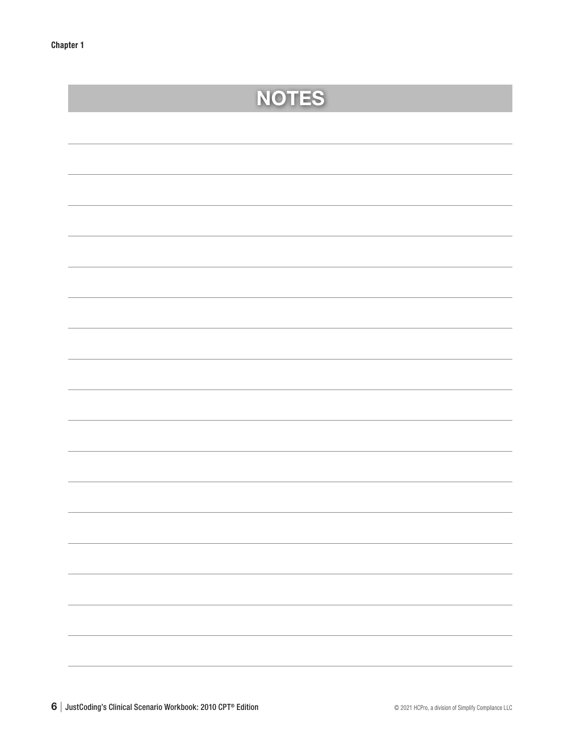# NOTES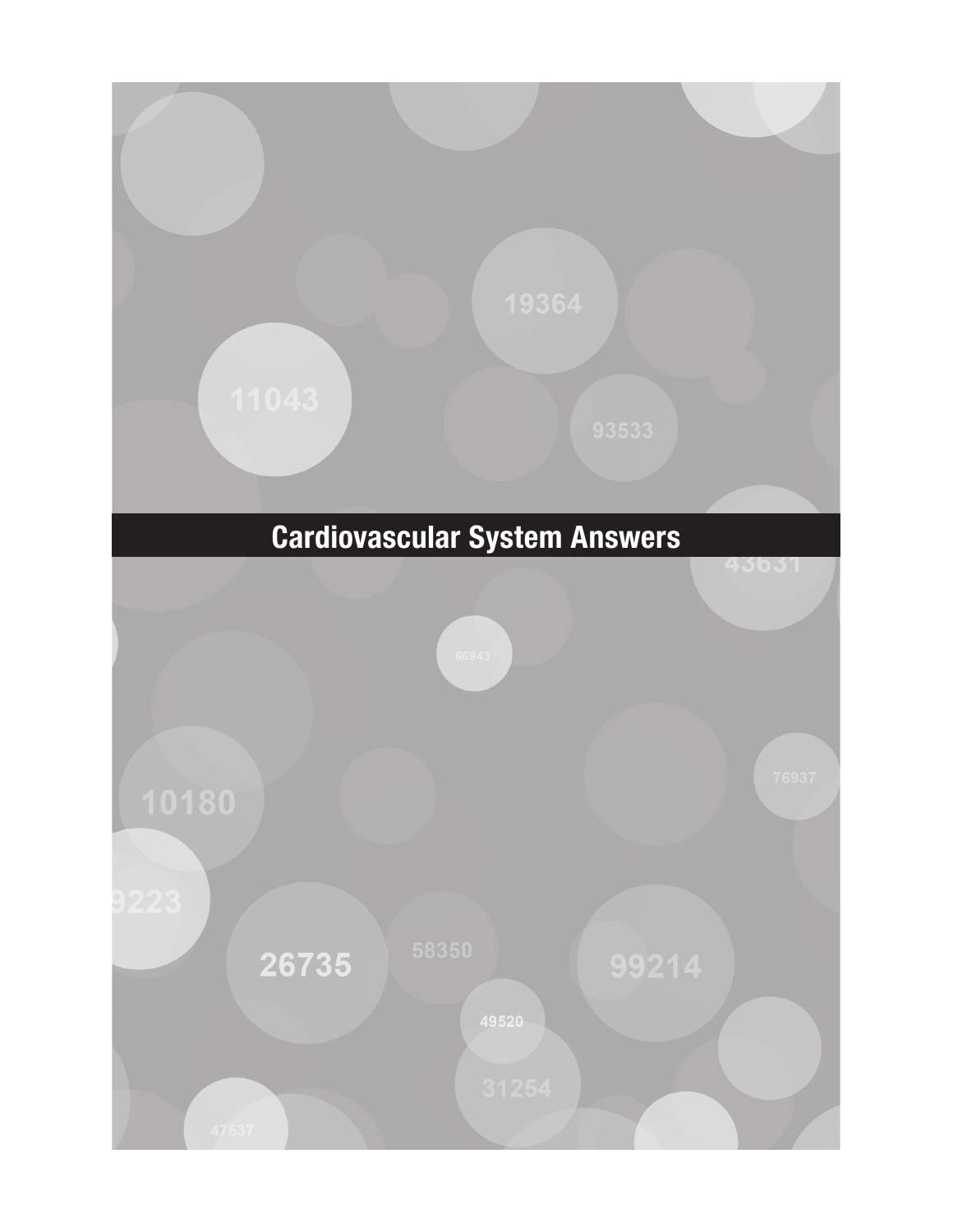# Cardiovascular System Answers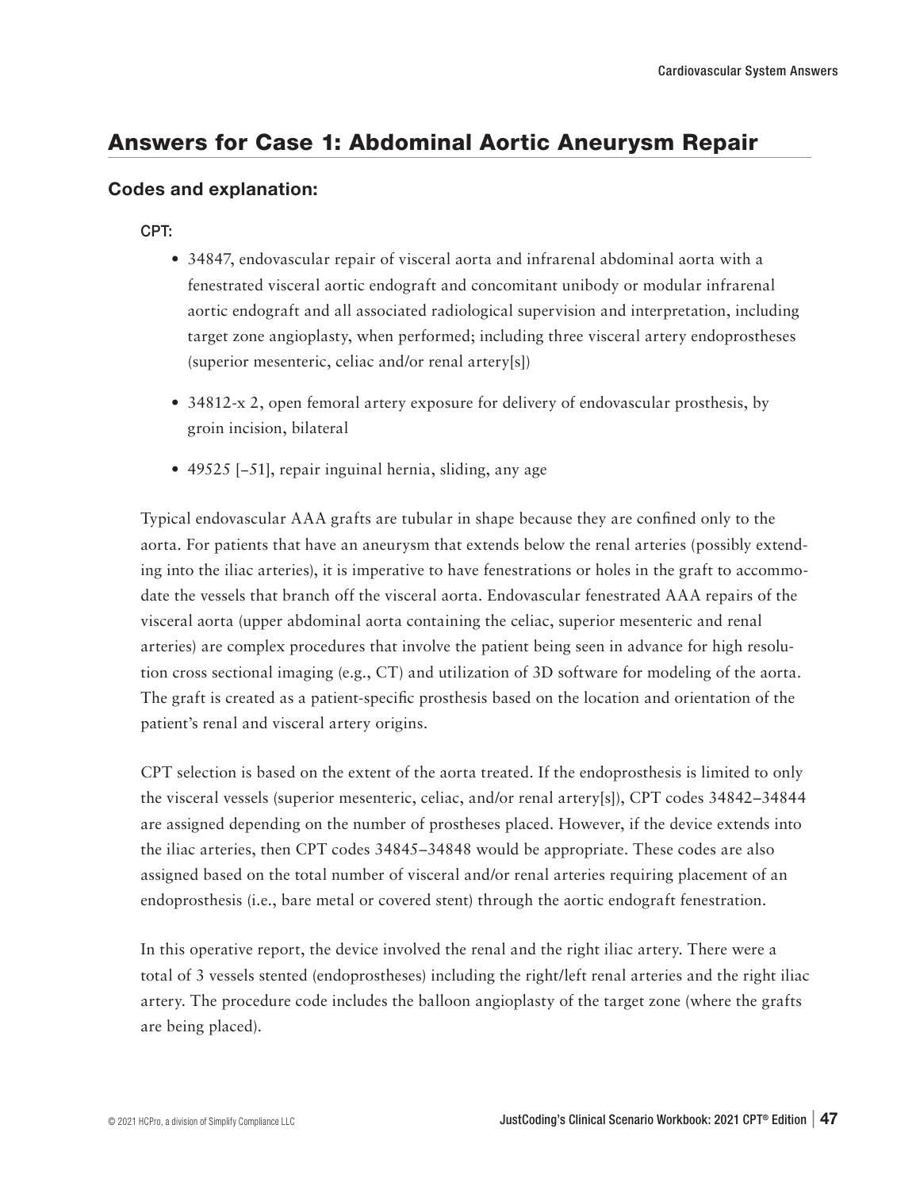## Answers for Case 1: Abdominal Aortic Aneurysm Repair

### Codes and explanation:

CPT:

- 34847, endovascular repair of visceral aorta and infrarenal abdominal aorta with a fenestrated visceral aortic endograft and concomitant unibody or modular infrarenal aortic endograft and all associated radiological supervision and interpretation, including target zone angioplasty, when performed; including three visceral artery endoprostheses (superior mesenteric, celiac and/or renal artery[s])
- 34812-x 2, open femoral artery exposure for delivery of endovascular prosthesis, by groin incision, bilateral
- 49525 [–51], repair inguinal hernia, sliding, any age

Typical endovascular AAA grafts are tubular in shape because they are confined only to the aorta. For patients that have an aneurysm that extends below the renal arteries (possibly extending into the iliac arteries), it is imperative to have fenestrations or holes in the graft to accommodate the vessels that branch off the visceral aorta. Endovascular fenestrated AAA repairs of the visceral aorta (upper abdominal aorta containing the celiac, superior mesenteric and renal arteries) are complex procedures that involve the patient being seen in advance for high resolution cross sectional imaging (e.g., CT) and utilization of 3D software for modeling of the aorta. The graft is created as a patient-specific prosthesis based on the location and orientation of the patient's renal and visceral artery origins.

CPT selection is based on the extent of the aorta treated. If the endoprosthesis is limited to only the visceral vessels (superior mesenteric, celiac, and/or renal artery[s]), CPT codes 34842–34844 are assigned depending on the number of prostheses placed. However, if the device extends into the iliac arteries, then CPT codes 34845–34848 would be appropriate. These codes are also assigned based on the total number of visceral and/or renal arteries requiring placement of an endoprosthesis (i.e., bare metal or covered stent) through the aortic endograft fenestration.

In this operative report, the device involved the renal and the right iliac artery. There were a total of 3 vessels stented (endoprostheses) including the right/left renal arteries and the right iliac artery. The procedure code includes the balloon angioplasty of the target zone (where the grafts are being placed).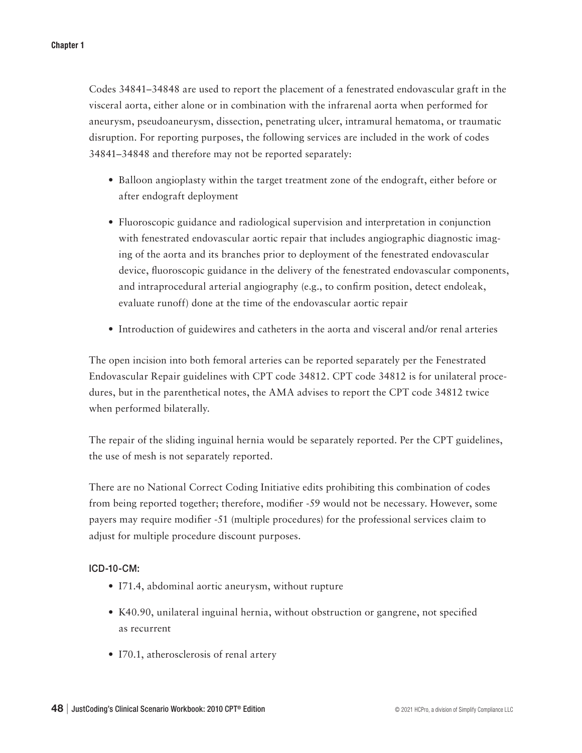Codes 34841–34848 are used to report the placement of a fenestrated endovascular graft in the visceral aorta, either alone or in combination with the infrarenal aorta when performed for aneurysm, pseudoaneurysm, dissection, penetrating ulcer, intramural hematoma, or traumatic disruption. For reporting purposes, the following services are included in the work of codes 34841–34848 and therefore may not be reported separately:

- Balloon angioplasty within the target treatment zone of the endograft, either before or after endograft deployment
- Fluoroscopic guidance and radiological supervision and interpretation in conjunction with fenestrated endovascular aortic repair that includes angiographic diagnostic imaging of the aorta and its branches prior to deployment of the fenestrated endovascular device, fluoroscopic guidance in the delivery of the fenestrated endovascular components, and intraprocedural arterial angiography (e.g., to confirm position, detect endoleak, evaluate runoff) done at the time of the endovascular aortic repair
- Introduction of guidewires and catheters in the aorta and visceral and/or renal arteries

The open incision into both femoral arteries can be reported separately per the Fenestrated Endovascular Repair guidelines with CPT code 34812. CPT code 34812 is for unilateral procedures, but in the parenthetical notes, the AMA advises to report the CPT code 34812 twice when performed bilaterally.

The repair of the sliding inguinal hernia would be separately reported. Per the CPT guidelines, the use of mesh is not separately reported.

There are no National Correct Coding Initiative edits prohibiting this combination of codes from being reported together; therefore, modifier -59 would not be necessary. However, some payers may require modifier -51 (multiple procedures) for the professional services claim to adjust for multiple procedure discount purposes.

**ICD-10-CM:**

- I71.4, abdominal aortic aneurysm, without rupture
- K40.90, unilateral inguinal hernia, without obstruction or gangrene, not specified as recurrent
- I70.1, atherosclerosis of renal artery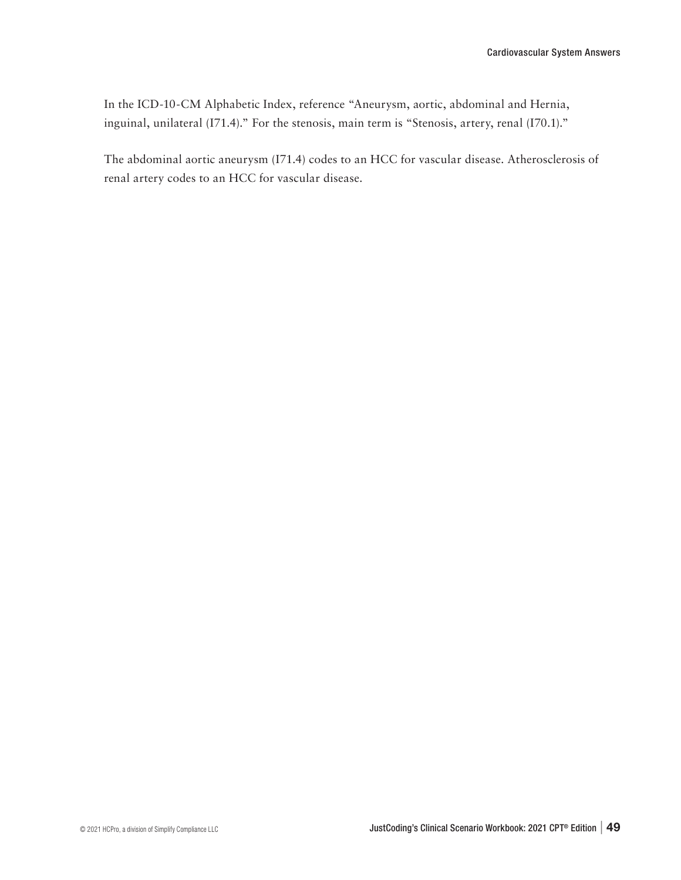In the ICD-10-CM Alphabetic Index, reference "Aneurysm, aortic, abdominal and Hernia, inguinal, unilateral (I71.4)." For the stenosis, main term is "Stenosis, artery, renal (I70.1)."

The abdominal aortic aneurysm (I71.4) codes to an HCC for vascular disease. Atherosclerosis of renal artery codes to an HCC for vascular disease.